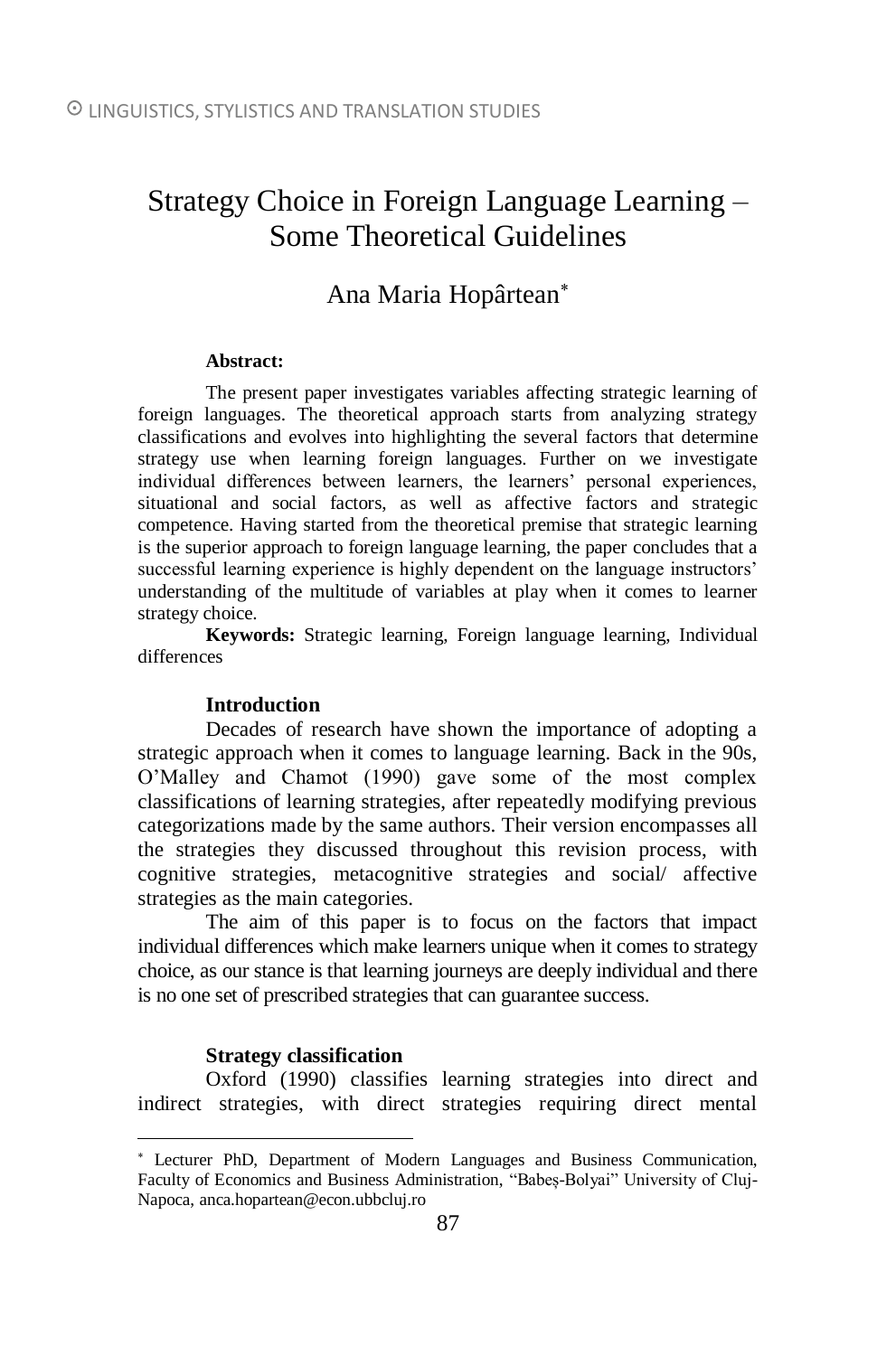# Strategy Choice in Foreign Language Learning – Some Theoretical Guidelines

## Ana Maria Hopârtean[*]

**Abstract:**

The present paper investigates variables affecting strategic learning of foreign languages. The theoretical approach starts from analyzing strategy classifications and evolves into highlighting the several factors that determine strategy use when learning foreign languages. Further on we investigate individual differences between learners, the learners' personal experiences, situational and social factors, as well as affective factors and strategic competence. Having started from the theoretical premise that strategic learning is the superior approach to foreign language learning, the paper concludes that a successful learning experience is highly dependent on the language instructors' understanding of the multitude of variables at play when it comes to learner strategy choice.

**Keywords:** Strategic learning, Foreign language learning, Individual differences

### Introduction

Decades of research have shown the importance of adopting a strategic approach when it comes to language learning. Back in the 90s, O'Malley and Chamot (1990) gave some of the most complex classifications of learning strategies, after repeatedly modifying previous categorizations made by the same authors. Their version encompasses all the strategies they discussed throughout this revision process, with cognitive strategies, metacognitive strategies and social/ affective strategies as the main categories.

The aim of this paper is to focus on the factors that impact individual differences which make learners unique when it comes to strategy choice, as our stance is that learning journeys are deeply individual and there is no one set of prescribed strategies that can guarantee success.

### Strategy classification

Oxford (1990) classifies learning strategies into direct and indirect strategies, with direct strategies requiring direct mental

---

[*] Lecturer PhD, Department of Modern Languages and Business Communication, Faculty of Economics and Business Administration, "Babeș-Bolyai" University of Cluj-Napoca, anca.hopartean@econ.ubbcluj.ro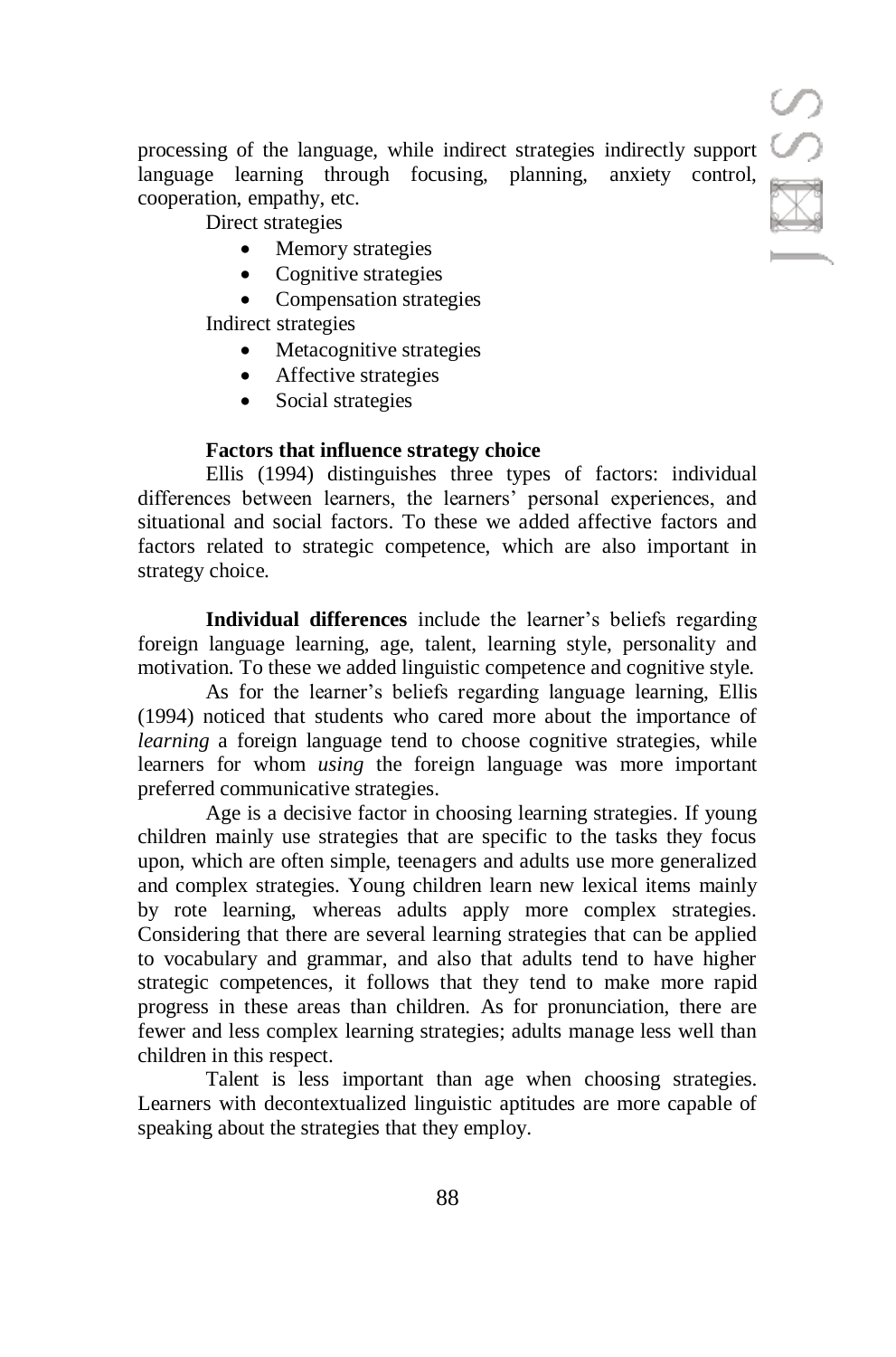processing of the language, while indirect strategies indirectly support language learning through focusing, planning, anxiety control, cooperation, empathy, etc.

Direct strategies

- Memory strategies
- Cognitive strategies
- Compensation strategies

Indirect strategies

- Metacognitive strategies
- Affective strategies
- Social strategies

### Factors that influence strategy choice

Ellis (1994) distinguishes three types of factors: individual differences between learners, the learners' personal experiences, and situational and social factors. To these we added affective factors and factors related to strategic competence, which are also important in strategy choice.

**Individual differences** include the learner's beliefs regarding foreign language learning, age, talent, learning style, personality and motivation. To these we added linguistic competence and cognitive style.

As for the learner's beliefs regarding language learning, Ellis (1994) noticed that students who cared more about the importance of *learning* a foreign language tend to choose cognitive strategies, while learners for whom *using* the foreign language was more important preferred communicative strategies.

Age is a decisive factor in choosing learning strategies. If young children mainly use strategies that are specific to the tasks they focus upon, which are often simple, teenagers and adults use more generalized and complex strategies. Young children learn new lexical items mainly by rote learning, whereas adults apply more complex strategies. Considering that there are several learning strategies that can be applied to vocabulary and grammar, and also that adults tend to have higher strategic competences, it follows that they tend to make more rapid progress in these areas than children. As for pronunciation, there are fewer and less complex learning strategies; adults manage less well than children in this respect.

Talent is less important than age when choosing strategies. Learners with decontextualized linguistic aptitudes are more capable of speaking about the strategies that they employ.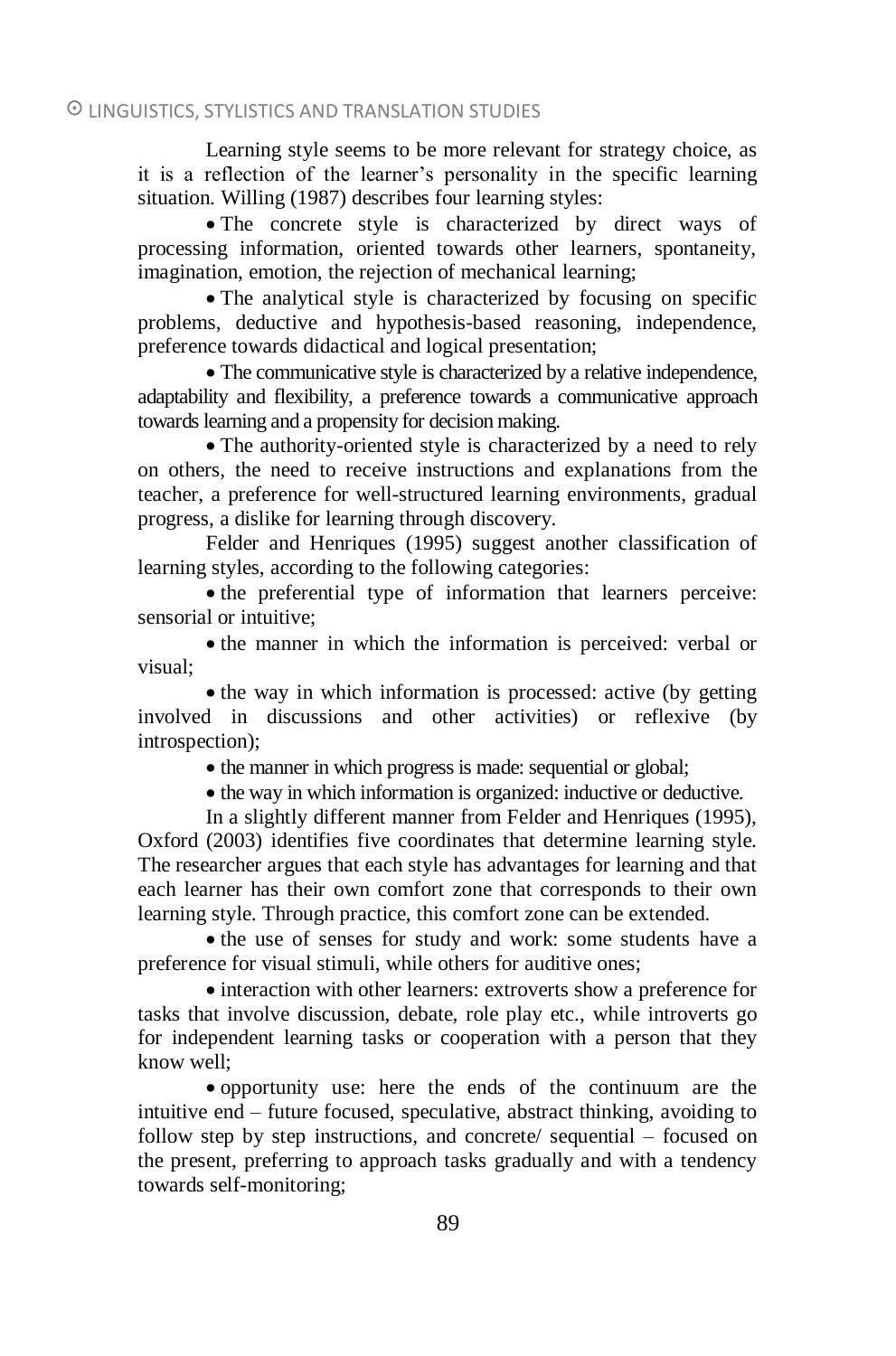Learning style seems to be more relevant for strategy choice, as it is a reflection of the learner's personality in the specific learning situation. Willing (1987) describes four learning styles:

- The concrete style is characterized by direct ways of processing information, oriented towards other learners, spontaneity, imagination, emotion, the rejection of mechanical learning;
- The analytical style is characterized by focusing on specific problems, deductive and hypothesis-based reasoning, independence, preference towards didactical and logical presentation;
- The communicative style is characterized by a relative independence, adaptability and flexibility, a preference towards a communicative approach towards learning and a propensity for decision making.
- The authority-oriented style is characterized by a need to rely on others, the need to receive instructions and explanations from the teacher, a preference for well-structured learning environments, gradual progress, a dislike for learning through discovery.

Felder and Henriques (1995) suggest another classification of learning styles, according to the following categories:

- the preferential type of information that learners perceive: sensorial or intuitive;
- the manner in which the information is perceived: verbal or visual;
- the way in which information is processed: active (by getting involved in discussions and other activities) or reflexive (by introspection);
- the manner in which progress is made: sequential or global;
- the way in which information is organized: inductive or deductive.

In a slightly different manner from Felder and Henriques (1995), Oxford (2003) identifies five coordinates that determine learning style. The researcher argues that each style has advantages for learning and that each learner has their own comfort zone that corresponds to their own learning style. Through practice, this comfort zone can be extended.

- the use of senses for study and work: some students have a preference for visual stimuli, while others for auditive ones;
- interaction with other learners: extroverts show a preference for tasks that involve discussion, debate, role play etc., while introverts go for independent learning tasks or cooperation with a person that they know well;
- opportunity use: here the ends of the continuum are the intuitive end – future focused, speculative, abstract thinking, avoiding to follow step by step instructions, and concrete/ sequential – focused on the present, preferring to approach tasks gradually and with a tendency towards self-monitoring;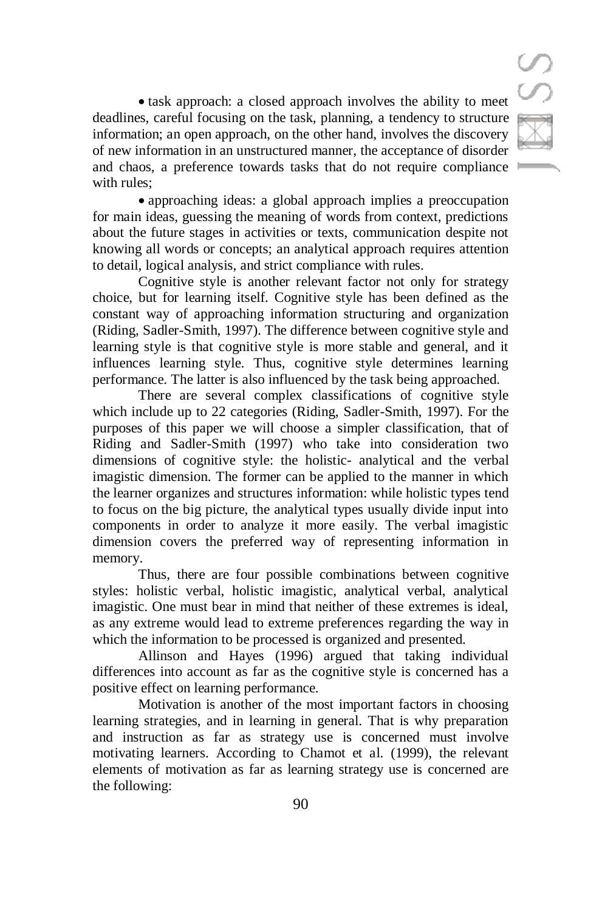- task approach: a closed approach involves the ability to meet deadlines, careful focusing on the task, planning, a tendency to structure information; an open approach, on the other hand, involves the discovery of new information in an unstructured manner, the acceptance of disorder and chaos, a preference towards tasks that do not require compliance with rules;

- approaching ideas: a global approach implies a preoccupation for main ideas, guessing the meaning of words from context, predictions about the future stages in activities or texts, communication despite not knowing all words or concepts; an analytical approach requires attention to detail, logical analysis, and strict compliance with rules.

Cognitive style is another relevant factor not only for strategy choice, but for learning itself. Cognitive style has been defined as the constant way of approaching information structuring and organization (Riding, Sadler-Smith, 1997). The difference between cognitive style and learning style is that cognitive style is more stable and general, and it influences learning style. Thus, cognitive style determines learning performance. The latter is also influenced by the task being approached.

There are several complex classifications of cognitive style which include up to 22 categories (Riding, Sadler-Smith, 1997). For the purposes of this paper we will choose a simpler classification, that of Riding and Sadler-Smith (1997) who take into consideration two dimensions of cognitive style: the holistic- analytical and the verbal imagistic dimension. The former can be applied to the manner in which the learner organizes and structures information: while holistic types tend to focus on the big picture, the analytical types usually divide input into components in order to analyze it more easily. The verbal imagistic dimension covers the preferred way of representing information in memory.

Thus, there are four possible combinations between cognitive styles: holistic verbal, holistic imagistic, analytical verbal, analytical imagistic. One must bear in mind that neither of these extremes is ideal, as any extreme would lead to extreme preferences regarding the way in which the information to be processed is organized and presented.

Allinson and Hayes (1996) argued that taking individual differences into account as far as the cognitive style is concerned has a positive effect on learning performance.

Motivation is another of the most important factors in choosing learning strategies, and in learning in general. That is why preparation and instruction as far as strategy use is concerned must involve motivating learners. According to Chamot et al. (1999), the relevant elements of motivation as far as learning strategy use is concerned are the following: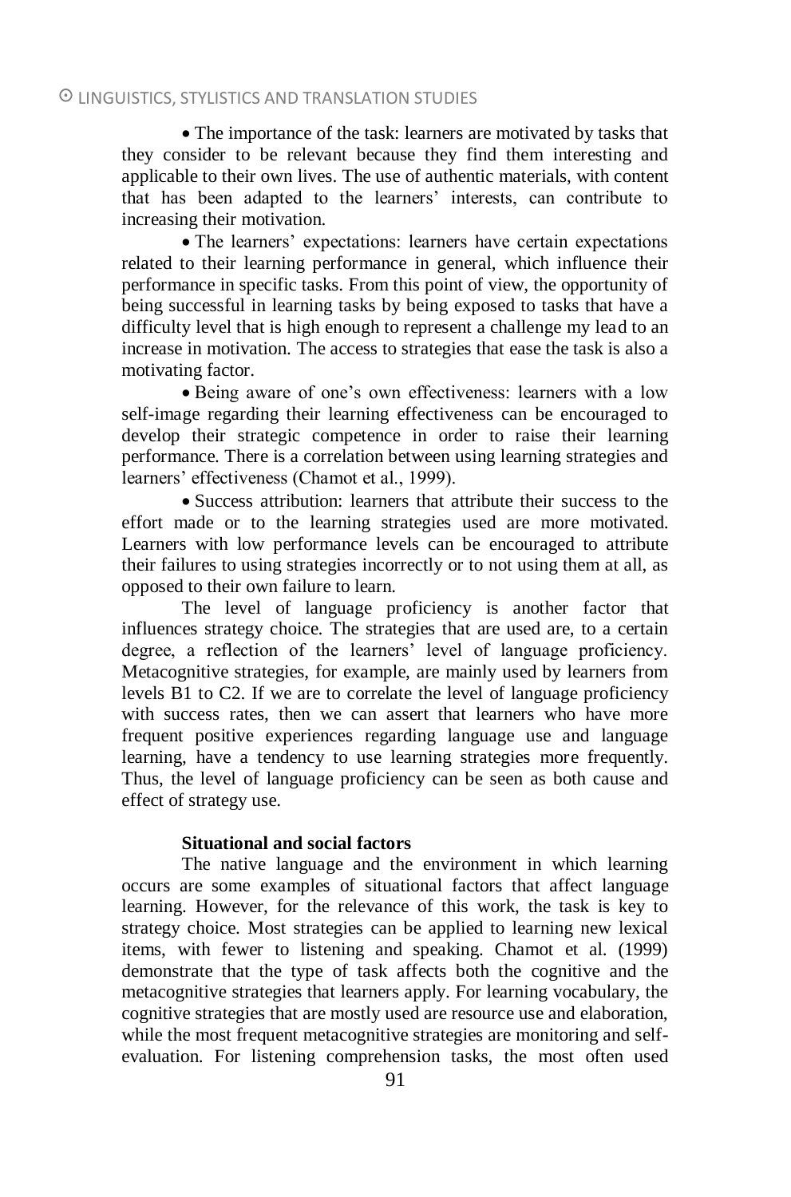- The importance of the task: learners are motivated by tasks that they consider to be relevant because they find them interesting and applicable to their own lives. The use of authentic materials, with content that has been adapted to the learners' interests, can contribute to increasing their motivation.
- The learners' expectations: learners have certain expectations related to their learning performance in general, which influence their performance in specific tasks. From this point of view, the opportunity of being successful in learning tasks by being exposed to tasks that have a difficulty level that is high enough to represent a challenge my lead to an increase in motivation. The access to strategies that ease the task is also a motivating factor.
- Being aware of one's own effectiveness: learners with a low self-image regarding their learning effectiveness can be encouraged to develop their strategic competence in order to raise their learning performance. There is a correlation between using learning strategies and learners' effectiveness (Chamot et al., 1999).
- Success attribution: learners that attribute their success to the effort made or to the learning strategies used are more motivated. Learners with low performance levels can be encouraged to attribute their failures to using strategies incorrectly or to not using them at all, as opposed to their own failure to learn.

The level of language proficiency is another factor that influences strategy choice. The strategies that are used are, to a certain degree, a reflection of the learners' level of language proficiency. Metacognitive strategies, for example, are mainly used by learners from levels B1 to C2. If we are to correlate the level of language proficiency with success rates, then we can assert that learners who have more frequent positive experiences regarding language use and language learning, have a tendency to use learning strategies more frequently. Thus, the level of language proficiency can be seen as both cause and effect of strategy use.

**Situational and social factors**

The native language and the environment in which learning occurs are some examples of situational factors that affect language learning. However, for the relevance of this work, the task is key to strategy choice. Most strategies can be applied to learning new lexical items, with fewer to listening and speaking. Chamot et al. (1999) demonstrate that the type of task affects both the cognitive and the metacognitive strategies that learners apply. For learning vocabulary, the cognitive strategies that are mostly used are resource use and elaboration, while the most frequent metacognitive strategies are monitoring and self-evaluation. For listening comprehension tasks, the most often used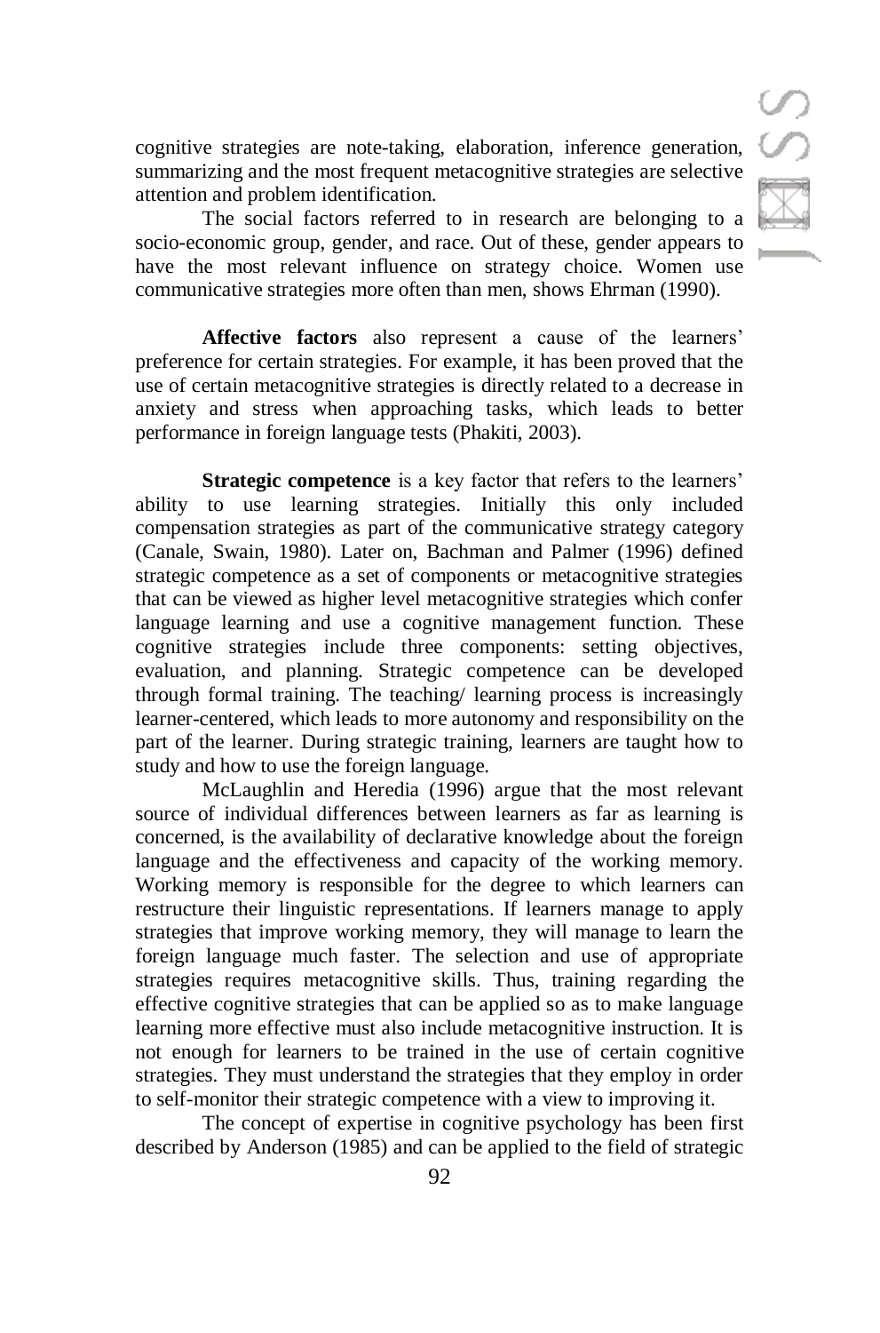cognitive strategies are note-taking, elaboration, inference generation, summarizing and the most frequent metacognitive strategies are selective attention and problem identification.

The social factors referred to in research are belonging to a socio-economic group, gender, and race. Out of these, gender appears to have the most relevant influence on strategy choice. Women use communicative strategies more often than men, shows Ehrman (1990).

**Affective factors** also represent a cause of the learners' preference for certain strategies. For example, it has been proved that the use of certain metacognitive strategies is directly related to a decrease in anxiety and stress when approaching tasks, which leads to better performance in foreign language tests (Phakiti, 2003).

**Strategic competence** is a key factor that refers to the learners' ability to use learning strategies. Initially this only included compensation strategies as part of the communicative strategy category (Canale, Swain, 1980). Later on, Bachman and Palmer (1996) defined strategic competence as a set of components or metacognitive strategies that can be viewed as higher level metacognitive strategies which confer language learning and use a cognitive management function. These cognitive strategies include three components: setting objectives, evaluation, and planning. Strategic competence can be developed through formal training. The teaching/ learning process is increasingly learner-centered, which leads to more autonomy and responsibility on the part of the learner. During strategic training, learners are taught how to study and how to use the foreign language.

McLaughlin and Heredia (1996) argue that the most relevant source of individual differences between learners as far as learning is concerned, is the availability of declarative knowledge about the foreign language and the effectiveness and capacity of the working memory. Working memory is responsible for the degree to which learners can restructure their linguistic representations. If learners manage to apply strategies that improve working memory, they will manage to learn the foreign language much faster. The selection and use of appropriate strategies requires metacognitive skills. Thus, training regarding the effective cognitive strategies that can be applied so as to make language learning more effective must also include metacognitive instruction. It is not enough for learners to be trained in the use of certain cognitive strategies. They must understand the strategies that they employ in order to self-monitor their strategic competence with a view to improving it.

The concept of expertise in cognitive psychology has been first described by Anderson (1985) and can be applied to the field of strategic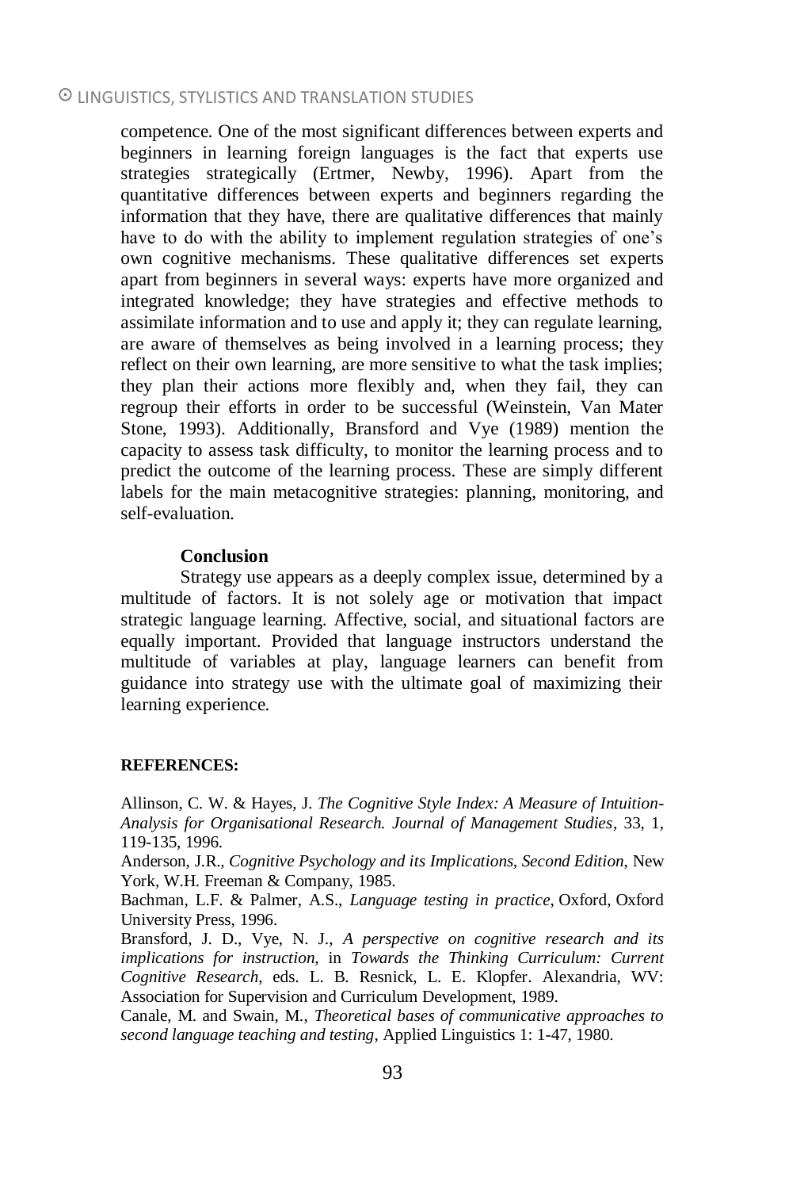competence. One of the most significant differences between experts and beginners in learning foreign languages is the fact that experts use strategies strategically (Ertmer, Newby, 1996). Apart from the quantitative differences between experts and beginners regarding the information that they have, there are qualitative differences that mainly have to do with the ability to implement regulation strategies of one's own cognitive mechanisms. These qualitative differences set experts apart from beginners in several ways: experts have more organized and integrated knowledge; they have strategies and effective methods to assimilate information and to use and apply it; they can regulate learning, are aware of themselves as being involved in a learning process; they reflect on their own learning, are more sensitive to what the task implies; they plan their actions more flexibly and, when they fail, they can regroup their efforts in order to be successful (Weinstein, Van Mater Stone, 1993). Additionally, Bransford and Vye (1989) mention the capacity to assess task difficulty, to monitor the learning process and to predict the outcome of the learning process. These are simply different labels for the main metacognitive strategies: planning, monitoring, and self-evaluation.

## Conclusion

Strategy use appears as a deeply complex issue, determined by a multitude of factors. It is not solely age or motivation that impact strategic language learning. Affective, social, and situational factors are equally important. Provided that language instructors understand the multitude of variables at play, language learners can benefit from guidance into strategy use with the ultimate goal of maximizing their learning experience.

## REFERENCES:

Allinson, C. W. & Hayes, J. *The Cognitive Style Index: A Measure of Intuition-Analysis for Organisational Research. Journal of Management Studies*, 33, 1, 119-135, 1996.

Anderson, J.R., *Cognitive Psychology and its Implications, Second Edition*, New York, W.H. Freeman & Company, 1985.

Bachman, L.F. & Palmer, A.S., *Language testing in practice*, Oxford, Oxford University Press, 1996.

Bransford, J. D., Vye, N. J., *A perspective on cognitive research and its implications for instruction*, in *Towards the Thinking Curriculum: Current Cognitive Research*, eds. L. B. Resnick, L. E. Klopfer. Alexandria, WV: Association for Supervision and Curriculum Development, 1989.

Canale, M. and Swain, M., *Theoretical bases of communicative approaches to second language teaching and testing*, Applied Linguistics 1: 1-47, 1980.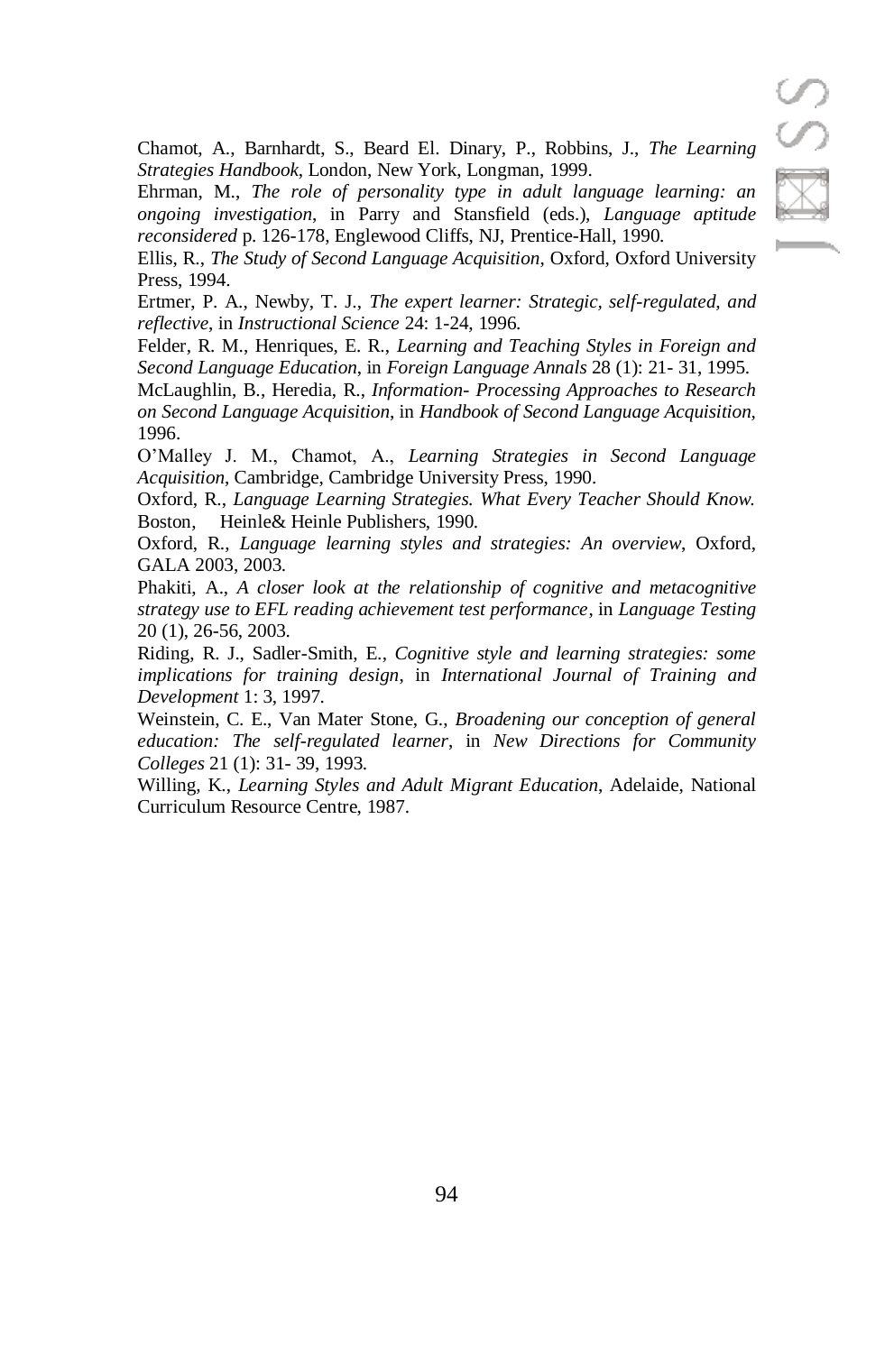Chamot, A., Barnhardt, S., Beard El. Dinary, P., Robbins, J., *The Learning Strategies Handbook*, London, New York, Longman, 1999.

Ehrman, M., *The role of personality type in adult language learning: an ongoing investigation*, in Parry and Stansfield (eds.), *Language aptitude reconsidered* p. 126-178, Englewood Cliffs, NJ, Prentice-Hall, 1990.

Ellis, R., *The Study of Second Language Acquisition*, Oxford, Oxford University Press, 1994.

Ertmer, P. A., Newby, T. J., *The expert learner: Strategic, self-regulated, and reflective*, in *Instructional Science* 24: 1-24, 1996.

Felder, R. M., Henriques, E. R., *Learning and Teaching Styles in Foreign and Second Language Education*, in *Foreign Language Annals* 28 (1): 21- 31, 1995.

McLaughlin, B., Heredia, R., *Information- Processing Approaches to Research on Second Language Acquisition*, in *Handbook of Second Language Acquisition,* 1996.

O'Malley J. M., Chamot, A., *Learning Strategies in Second Language Acquisition*, Cambridge, Cambridge University Press, 1990.

Oxford, R., *Language Learning Strategies. What Every Teacher Should Know.* Boston, Heinle& Heinle Publishers, 1990.

Oxford, R., *Language learning styles and strategies: An overview*, Oxford, GALA 2003, 2003.

Phakiti, A., *A closer look at the relationship of cognitive and metacognitive strategy use to EFL reading achievement test performance*, in *Language Testing* 20 (1), 26-56, 2003.

Riding, R. J., Sadler-Smith, E., *Cognitive style and learning strategies: some implications for training design*, in *International Journal of Training and Development* 1: 3, 1997.

Weinstein, C. E., Van Mater Stone, G., *Broadening our conception of general education: The self-regulated learner*, in *New Directions for Community Colleges* 21 (1): 31- 39, 1993.

Willing, K., *Learning Styles and Adult Migrant Education*, Adelaide, National Curriculum Resource Centre, 1987.